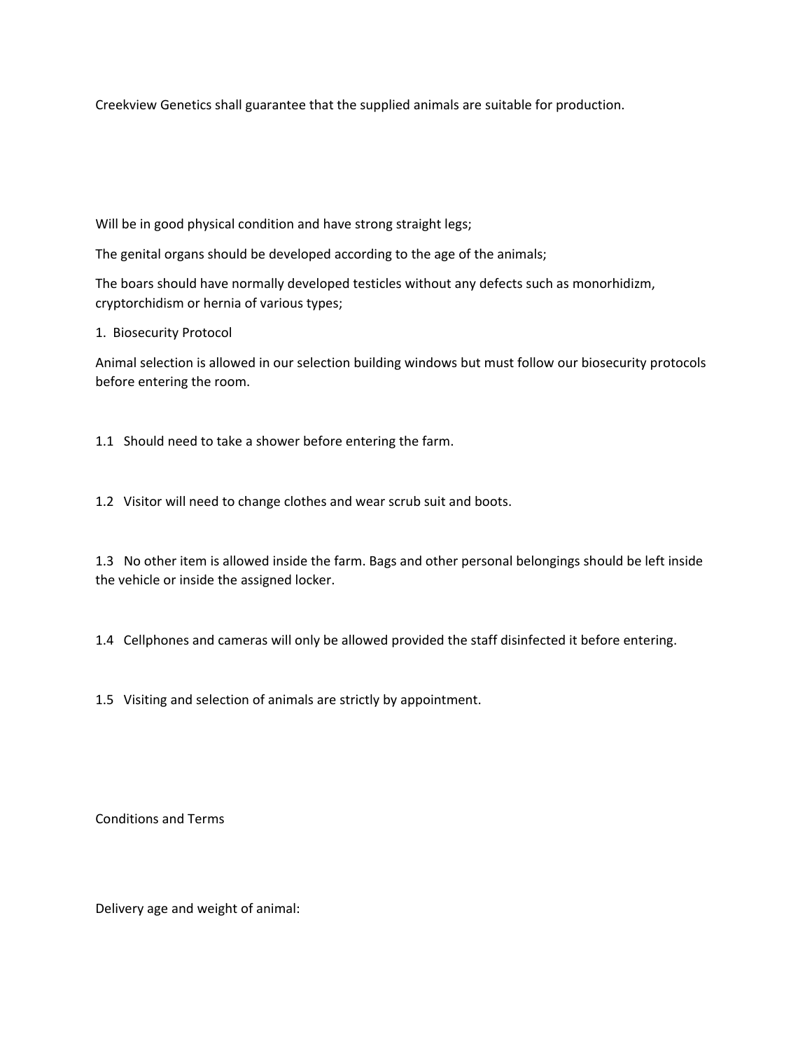Creekview Genetics shall guarantee that the supplied animals are suitable for production.

Will be in good physical condition and have strong straight legs;

The genital organs should be developed according to the age of the animals;

The boars should have normally developed testicles without any defects such as monorhidizm, cryptorchidism or hernia of various types;

1. Biosecurity Protocol

Animal selection is allowed in our selection building windows but must follow our biosecurity protocols before entering the room.

1.1 Should need to take a shower before entering the farm.

1.2 Visitor will need to change clothes and wear scrub suit and boots.

1.3 No other item is allowed inside the farm. Bags and other personal belongings should be left inside the vehicle or inside the assigned locker.

1.4 Cellphones and cameras will only be allowed provided the staff disinfected it before entering.

1.5 Visiting and selection of animals are strictly by appointment.

Conditions and Terms

Delivery age and weight of animal: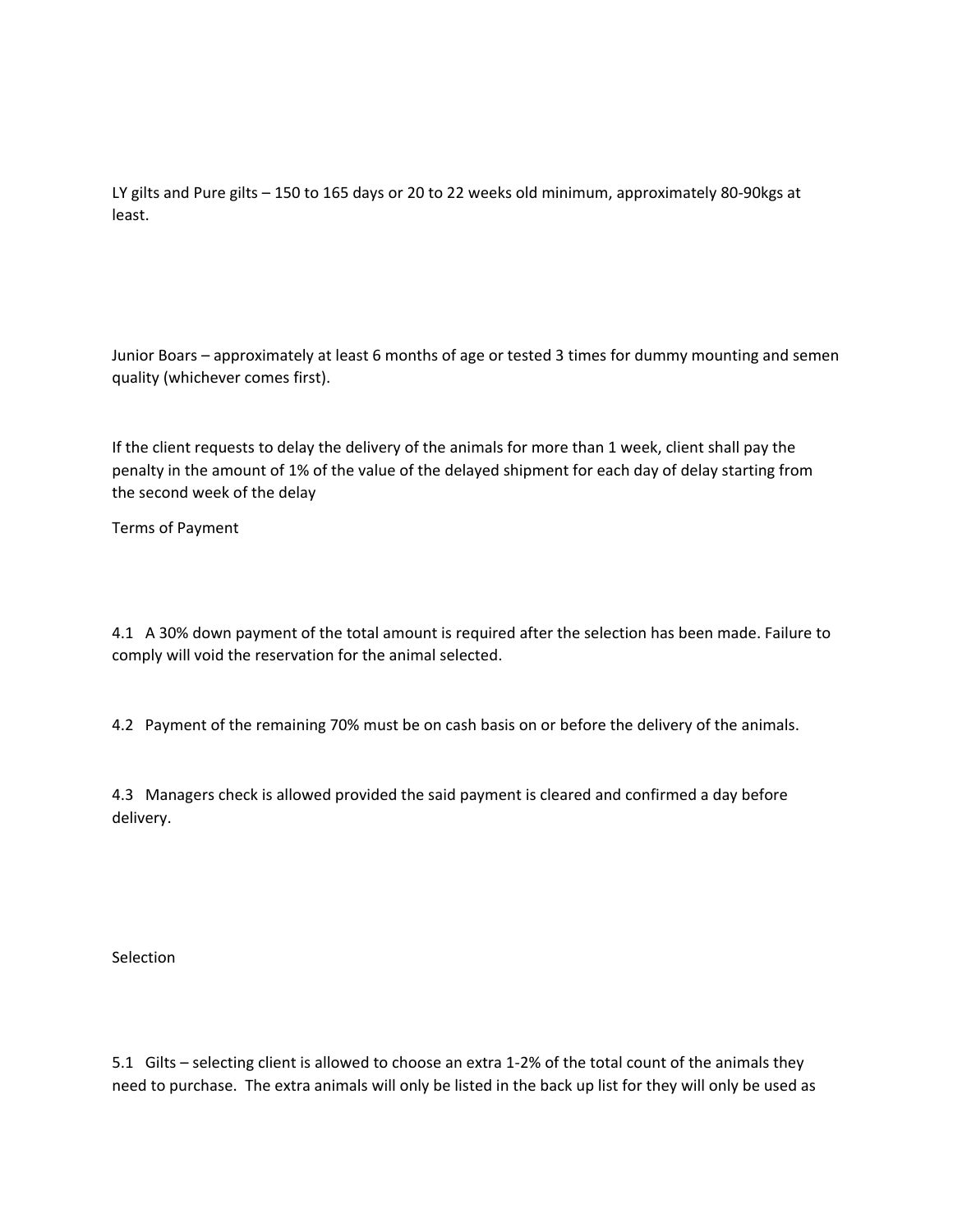LY gilts and Pure gilts – 150 to 165 days or 20 to 22 weeks old minimum, approximately 80-90kgs at least.

Junior Boars – approximately at least 6 months of age or tested 3 times for dummy mounting and semen quality (whichever comes first).

If the client requests to delay the delivery of the animals for more than 1 week, client shall pay the penalty in the amount of 1% of the value of the delayed shipment for each day of delay starting from the second week of the delay

## Terms of Payment

4.1 A 30% down payment of the total amount is required after the selection has been made. Failure to comply will void the reservation for the animal selected.

4.2 Payment of the remaining 70% must be on cash basis on or before the delivery of the animals.

4.3 Managers check is allowed provided the said payment is cleared and confirmed a day before delivery.

## Selection

5.1 Gilts – selecting client is allowed to choose an extra 1-2% of the total count of the animals they need to purchase. The extra animals will only be listed in the back up list for they will only be used as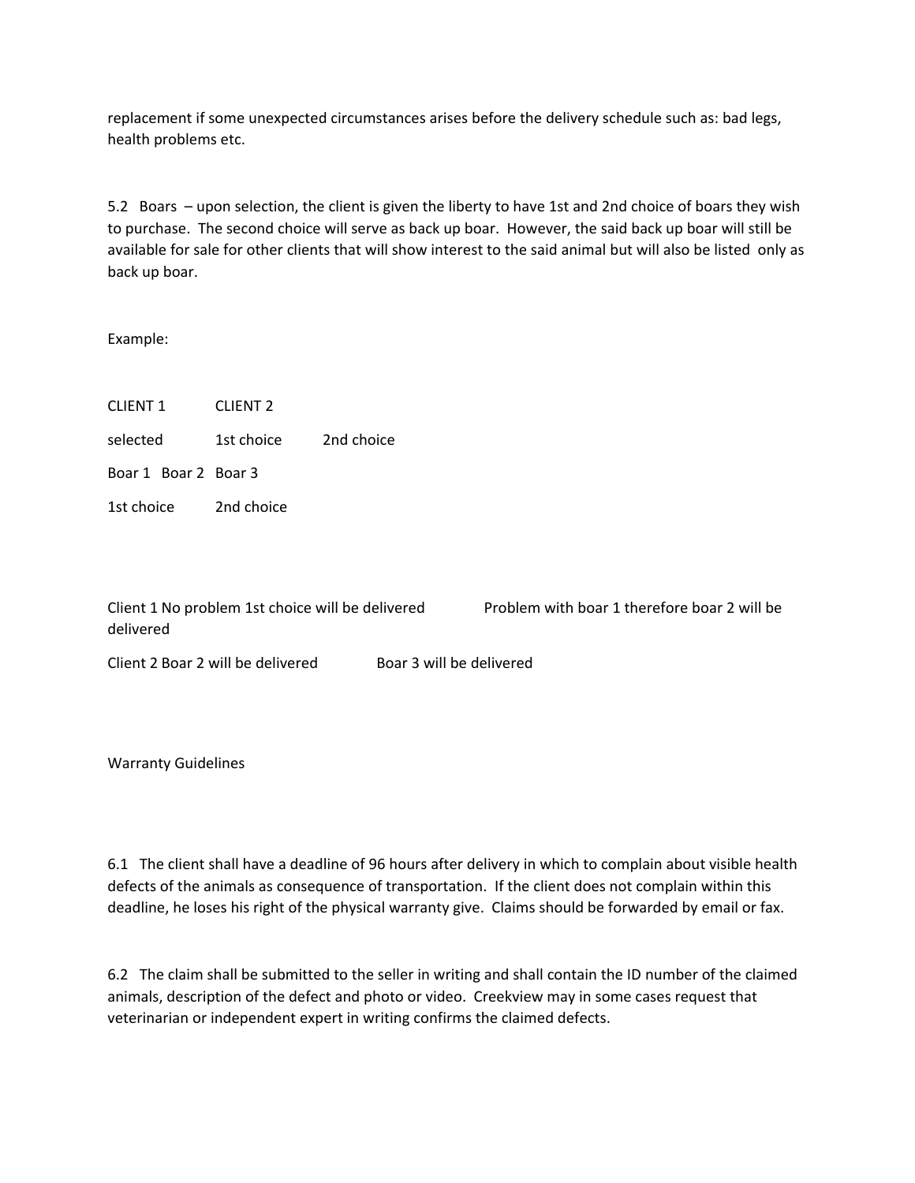replacement if some unexpected circumstances arises before the delivery schedule such as: bad legs, health problems etc.

5.2 Boars – upon selection, the client is given the liberty to have 1st and 2nd choice of boars they wish to purchase. The second choice will serve as back up boar. However, the said back up boar will still be available for sale for other clients that will show interest to the said animal but will also be listed only as back up boar.

Example:

CLIENT 1 CLIENT 2

selected 1st choice 2nd choice

Boar 1 Boar 2 Boar 3

1st choice 2nd choice

Client 1 No problem 1st choice will be delivered Problem with boar 1 therefore boar 2 will be delivered

Client 2 Boar 2 will be delivered Boar 3 will be delivered

Warranty Guidelines

6.1 The client shall have a deadline of 96 hours after delivery in which to complain about visible health defects of the animals as consequence of transportation. If the client does not complain within this deadline, he loses his right of the physical warranty give. Claims should be forwarded by email or fax.

6.2 The claim shall be submitted to the seller in writing and shall contain the ID number of the claimed animals, description of the defect and photo or video. Creekview may in some cases request that veterinarian or independent expert in writing confirms the claimed defects.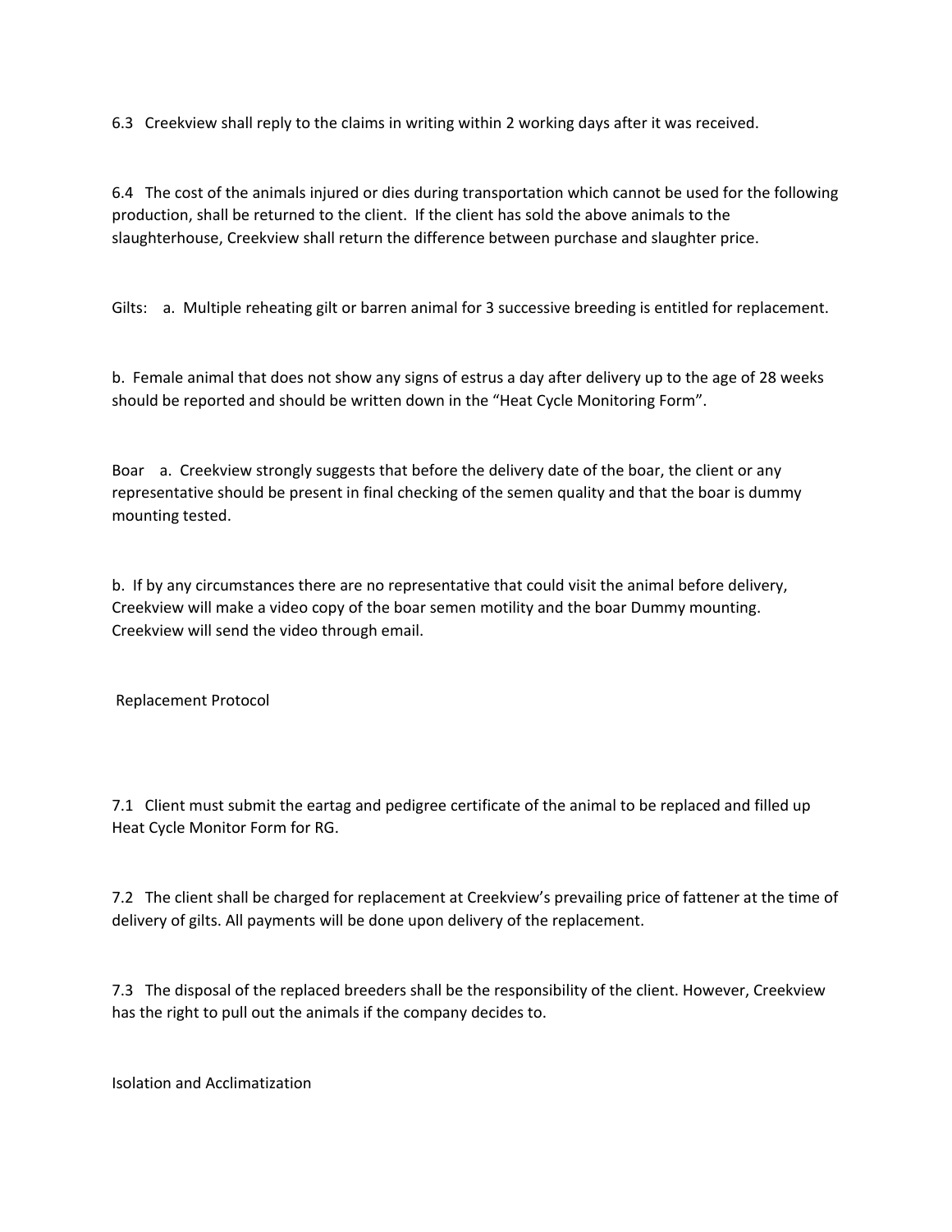6.3 Creekview shall reply to the claims in writing within 2 working days after it was received.

6.4 The cost of the animals injured or dies during transportation which cannot be used for the following production, shall be returned to the client. If the client has sold the above animals to the slaughterhouse, Creekview shall return the difference between purchase and slaughter price.

Gilts: a. Multiple reheating gilt or barren animal for 3 successive breeding is entitled for replacement.

b. Female animal that does not show any signs of estrus a day after delivery up to the age of 28 weeks should be reported and should be written down in the "Heat Cycle Monitoring Form".

Boar a. Creekview strongly suggests that before the delivery date of the boar, the client or any representative should be present in final checking of the semen quality and that the boar is dummy mounting tested.

b. If by any circumstances there are no representative that could visit the animal before delivery, Creekview will make a video copy of the boar semen motility and the boar Dummy mounting. Creekview will send the video through email.

## Replacement Protocol

7.1 Client must submit the eartag and pedigree certificate of the animal to be replaced and filled up Heat Cycle Monitor Form for RG.

7.2 The client shall be charged for replacement at Creekview's prevailing price of fattener at the time of delivery of gilts. All payments will be done upon delivery of the replacement.

7.3 The disposal of the replaced breeders shall be the responsibility of the client. However, Creekview has the right to pull out the animals if the company decides to.

## Isolation and Acclimatization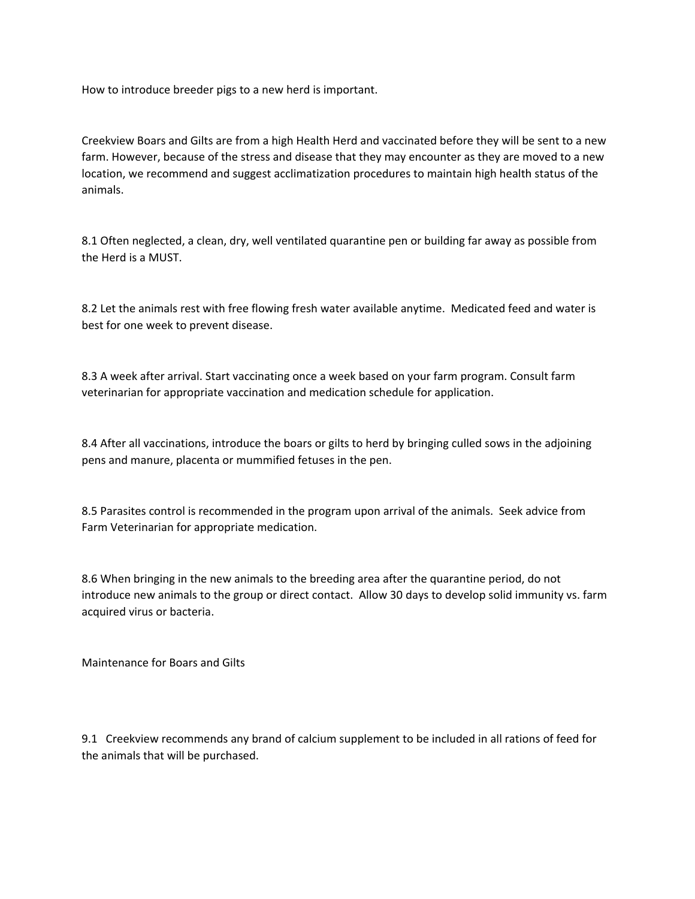How to introduce breeder pigs to a new herd is important.

Creekview Boars and Gilts are from a high Health Herd and vaccinated before they will be sent to a new farm. However, because of the stress and disease that they may encounter as they are moved to a new location, we recommend and suggest acclimatization procedures to maintain high health status of the animals.

8.1 Often neglected, a clean, dry, well ventilated quarantine pen or building far away as possible from the Herd is a MUST.

8.2 Let the animals rest with free flowing fresh water available anytime. Medicated feed and water is best for one week to prevent disease.

8.3 A week after arrival. Start vaccinating once a week based on your farm program. Consult farm veterinarian for appropriate vaccination and medication schedule for application.

8.4 After all vaccinations, introduce the boars or gilts to herd by bringing culled sows in the adjoining pens and manure, placenta or mummified fetuses in the pen.

8.5 Parasites control is recommended in the program upon arrival of the animals. Seek advice from Farm Veterinarian for appropriate medication.

8.6 When bringing in the new animals to the breeding area after the quarantine period, do not introduce new animals to the group or direct contact. Allow 30 days to develop solid immunity vs. farm acquired virus or bacteria.

Maintenance for Boars and Gilts

9.1 Creekview recommends any brand of calcium supplement to be included in all rations of feed for the animals that will be purchased.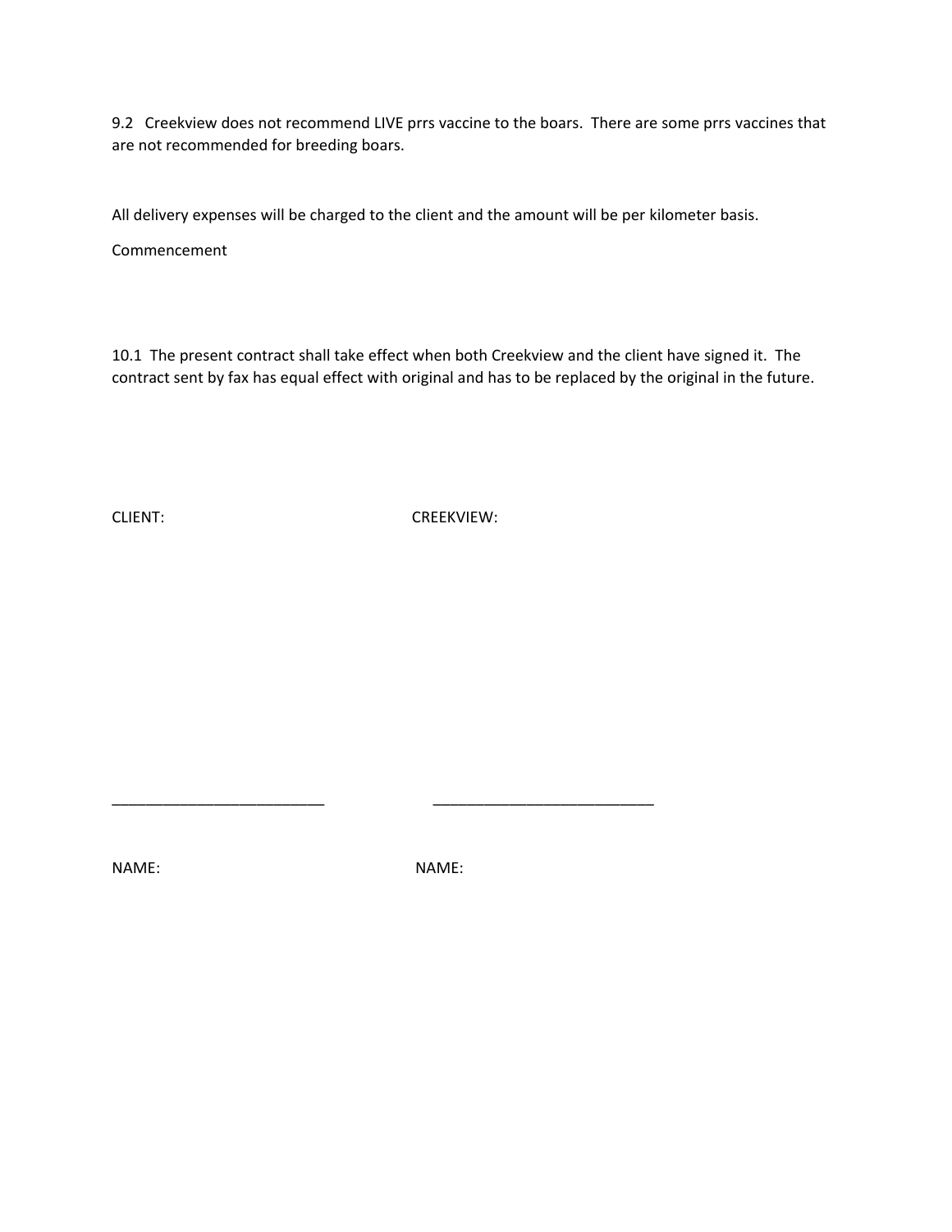9.2 Creekview does not recommend LIVE prrs vaccine to the boars. There are some prrs vaccines that are not recommended for breeding boars.

All delivery expenses will be charged to the client and the amount will be per kilometer basis.

Commencement

10.1 The present contract shall take effect when both Creekview and the client have signed it. The contract sent by fax has equal effect with original and has to be replaced by the original in the future.

CLIENT: CREEKVIEW:

_________________________ _________________________

NAME: NAME: